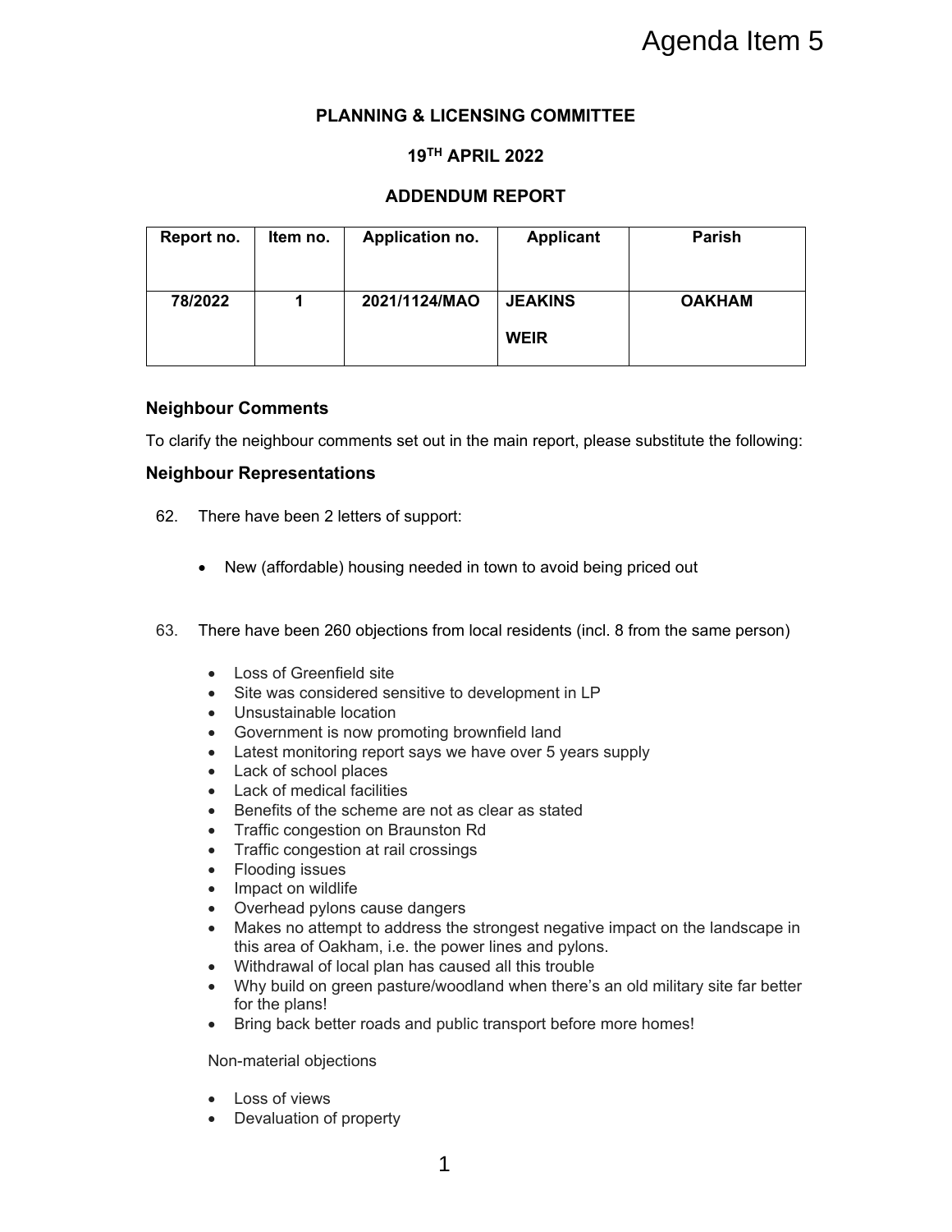Agenda Item 5

**PLANNING & LICENSING COMMITTEE**

**19TH APRIL 2022**

**ADDENDUM REPORT**

| Report no. | Item no. | Application no. | Applicant | Parish |
|---|---|---|---|---|
| 78/2022 | 1 | 2021/1124/MAO | JEAKINS WEIR | OAKHAM |

### Neighbour Comments

To clarify the neighbour comments set out in the main report, please substitute the following:

### Neighbour Representations

62. There have been 2 letters of support:

    - New (affordable) housing needed in town to avoid being priced out

63. There have been 260 objections from local residents (incl. 8 from the same person)

    - Loss of Greenfield site
    - Site was considered sensitive to development in LP
    - Unsustainable location
    - Government is now promoting brownfield land
    - Latest monitoring report says we have over 5 years supply
    - Lack of school places
    - Lack of medical facilities
    - Benefits of the scheme are not as clear as stated
    - Traffic congestion on Braunston Rd
    - Traffic congestion at rail crossings
    - Flooding issues
    - Impact on wildlife
    - Overhead pylons cause dangers
    - Makes no attempt to address the strongest negative impact on the landscape in this area of Oakham, i.e. the power lines and pylons.
    - Withdrawal of local plan has caused all this trouble
    - Why build on green pasture/woodland when there's an old military site far better for the plans!
    - Bring back better roads and public transport before more homes!

    Non-material objections

    - Loss of views
    - Devaluation of property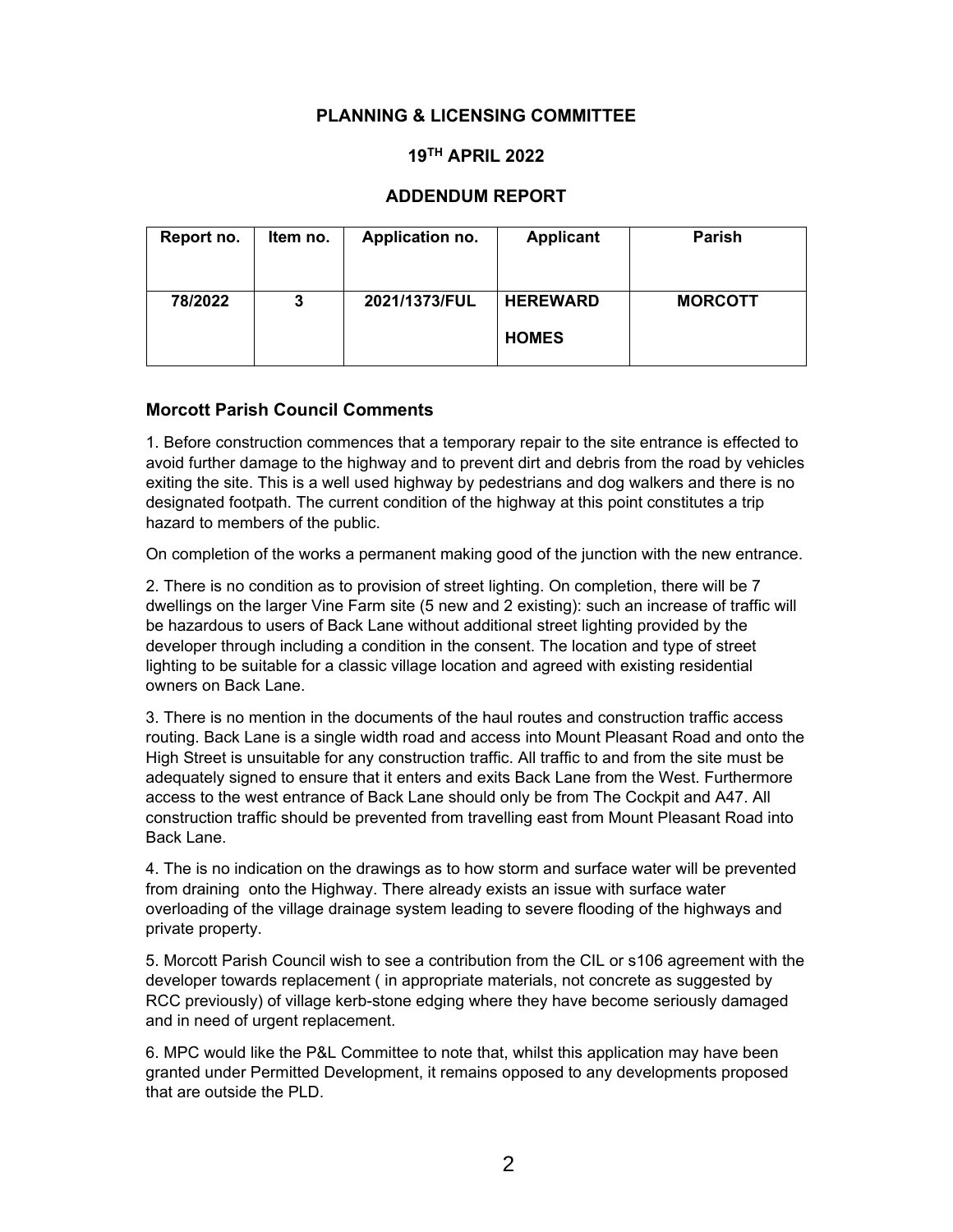**PLANNING & LICENSING COMMITTEE**

**19TH APRIL 2022**

**ADDENDUM REPORT**

| Report no. | Item no. | Application no. | Applicant | Parish |
|---|---|---|---|---|
| **78/2022** | **3** | **2021/1373/FUL** | **HEREWARD HOMES** | **MORCOTT** |

## Morcott Parish Council Comments

1. Before construction commences that a temporary repair to the site entrance is effected to avoid further damage to the highway and to prevent dirt and debris from the road by vehicles exiting the site. This is a well used highway by pedestrians and dog walkers and there is no designated footpath. The current condition of the highway at this point constitutes a trip hazard to members of the public.

On completion of the works a permanent making good of the junction with the new entrance.

2. There is no condition as to provision of street lighting. On completion, there will be 7 dwellings on the larger Vine Farm site (5 new and 2 existing): such an increase of traffic will be hazardous to users of Back Lane without additional street lighting provided by the developer through including a condition in the consent. The location and type of street lighting to be suitable for a classic village location and agreed with existing residential owners on Back Lane.

3. There is no mention in the documents of the haul routes and construction traffic access routing. Back Lane is a single width road and access into Mount Pleasant Road and onto the High Street is unsuitable for any construction traffic. All traffic to and from the site must be adequately signed to ensure that it enters and exits Back Lane from the West. Furthermore access to the west entrance of Back Lane should only be from The Cockpit and A47. All construction traffic should be prevented from travelling east from Mount Pleasant Road into Back Lane.

4. The is no indication on the drawings as to how storm and surface water will be prevented from draining onto the Highway. There already exists an issue with surface water overloading of the village drainage system leading to severe flooding of the highways and private property.

5. Morcott Parish Council wish to see a contribution from the CIL or s106 agreement with the developer towards replacement ( in appropriate materials, not concrete as suggested by RCC previously) of village kerb-stone edging where they have become seriously damaged and in need of urgent replacement.

6. MPC would like the P&L Committee to note that, whilst this application may have been granted under Permitted Development, it remains opposed to any developments proposed that are outside the PLD.